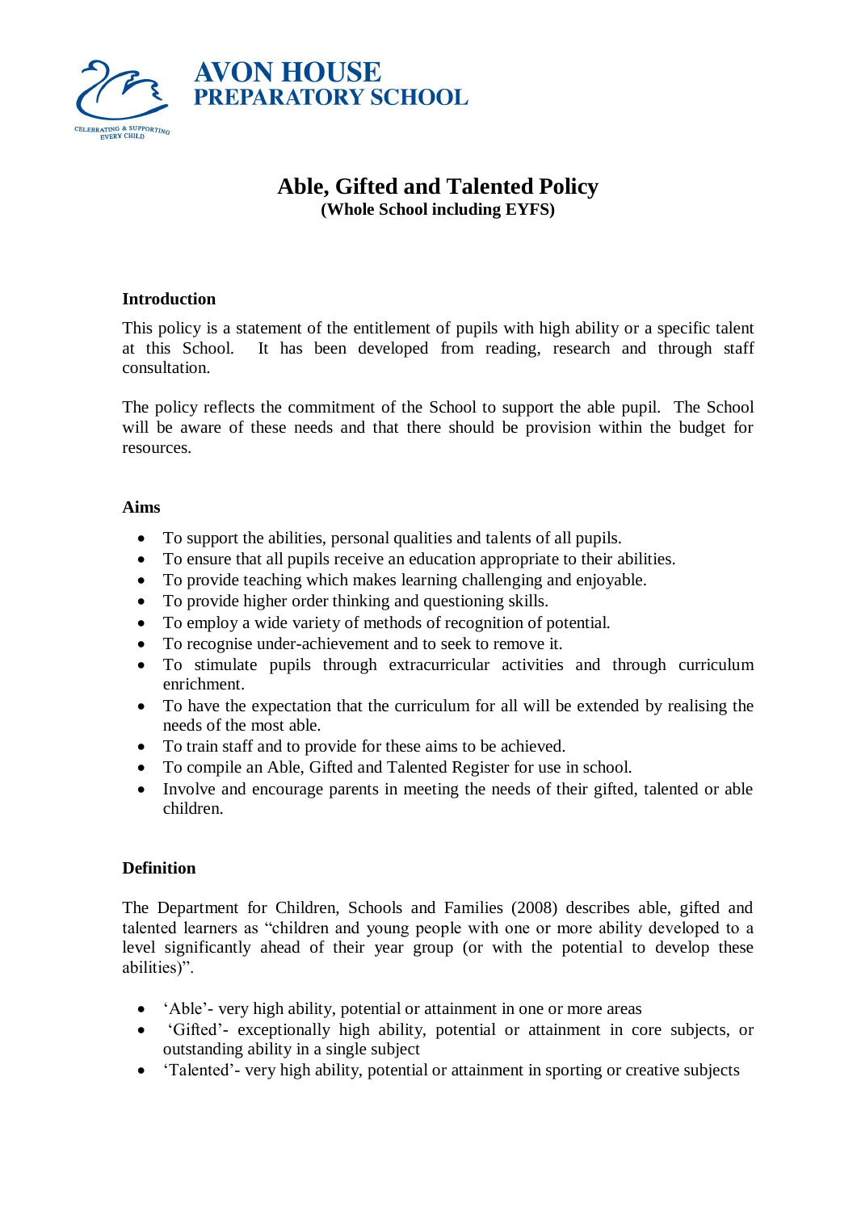**AVON HOUSE**
**PREPARATORY SCHOOL**

CELEBRATING & SUPPORTING EVERY CHILD

# Able, Gifted and Talented Policy

**(Whole School including EYFS)**

## Introduction

This policy is a statement of the entitlement of pupils with high ability or a specific talent at this School. It has been developed from reading, research and through staff consultation.

The policy reflects the commitment of the School to support the able pupil. The School will be aware of these needs and that there should be provision within the budget for resources.

## Aims

- To support the abilities, personal qualities and talents of all pupils.
- To ensure that all pupils receive an education appropriate to their abilities.
- To provide teaching which makes learning challenging and enjoyable.
- To provide higher order thinking and questioning skills.
- To employ a wide variety of methods of recognition of potential.
- To recognise under-achievement and to seek to remove it.
- To stimulate pupils through extracurricular activities and through curriculum enrichment.
- To have the expectation that the curriculum for all will be extended by realising the needs of the most able.
- To train staff and to provide for these aims to be achieved.
- To compile an Able, Gifted and Talented Register for use in school.
- Involve and encourage parents in meeting the needs of their gifted, talented or able children.

## Definition

The Department for Children, Schools and Families (2008) describes able, gifted and talented learners as "children and young people with one or more ability developed to a level significantly ahead of their year group (or with the potential to develop these abilities)".

- 'Able'- very high ability, potential or attainment in one or more areas
- 'Gifted'- exceptionally high ability, potential or attainment in core subjects, or outstanding ability in a single subject
- 'Talented'- very high ability, potential or attainment in sporting or creative subjects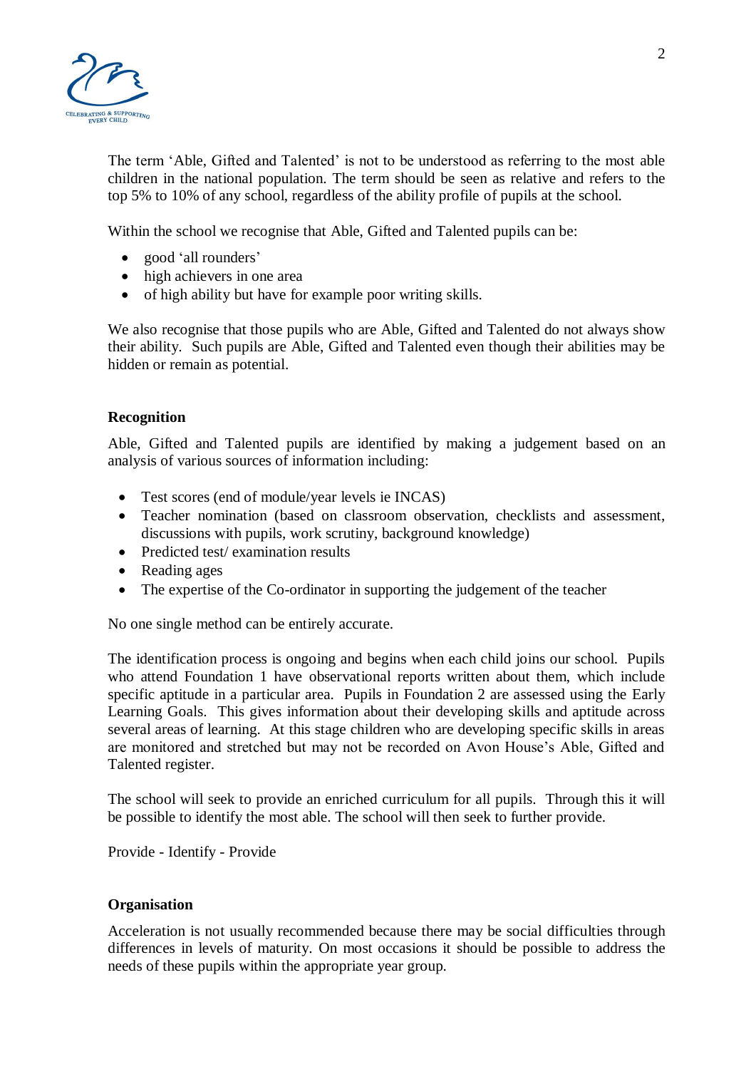The term 'Able, Gifted and Talented' is not to be understood as referring to the most able children in the national population. The term should be seen as relative and refers to the top 5% to 10% of any school, regardless of the ability profile of pupils at the school.

Within the school we recognise that Able, Gifted and Talented pupils can be:

- good 'all rounders'
- high achievers in one area
- of high ability but have for example poor writing skills.

We also recognise that those pupils who are Able, Gifted and Talented do not always show their ability. Such pupils are Able, Gifted and Talented even though their abilities may be hidden or remain as potential.

**Recognition**

Able, Gifted and Talented pupils are identified by making a judgement based on an analysis of various sources of information including:

- Test scores (end of module/year levels ie INCAS)
- Teacher nomination (based on classroom observation, checklists and assessment, discussions with pupils, work scrutiny, background knowledge)
- Predicted test/ examination results
- Reading ages
- The expertise of the Co-ordinator in supporting the judgement of the teacher

No one single method can be entirely accurate.

The identification process is ongoing and begins when each child joins our school. Pupils who attend Foundation 1 have observational reports written about them, which include specific aptitude in a particular area. Pupils in Foundation 2 are assessed using the Early Learning Goals. This gives information about their developing skills and aptitude across several areas of learning. At this stage children who are developing specific skills in areas are monitored and stretched but may not be recorded on Avon House's Able, Gifted and Talented register.

The school will seek to provide an enriched curriculum for all pupils. Through this it will be possible to identify the most able. The school will then seek to further provide.

Provide - Identify - Provide

**Organisation**

Acceleration is not usually recommended because there may be social difficulties through differences in levels of maturity. On most occasions it should be possible to address the needs of these pupils within the appropriate year group.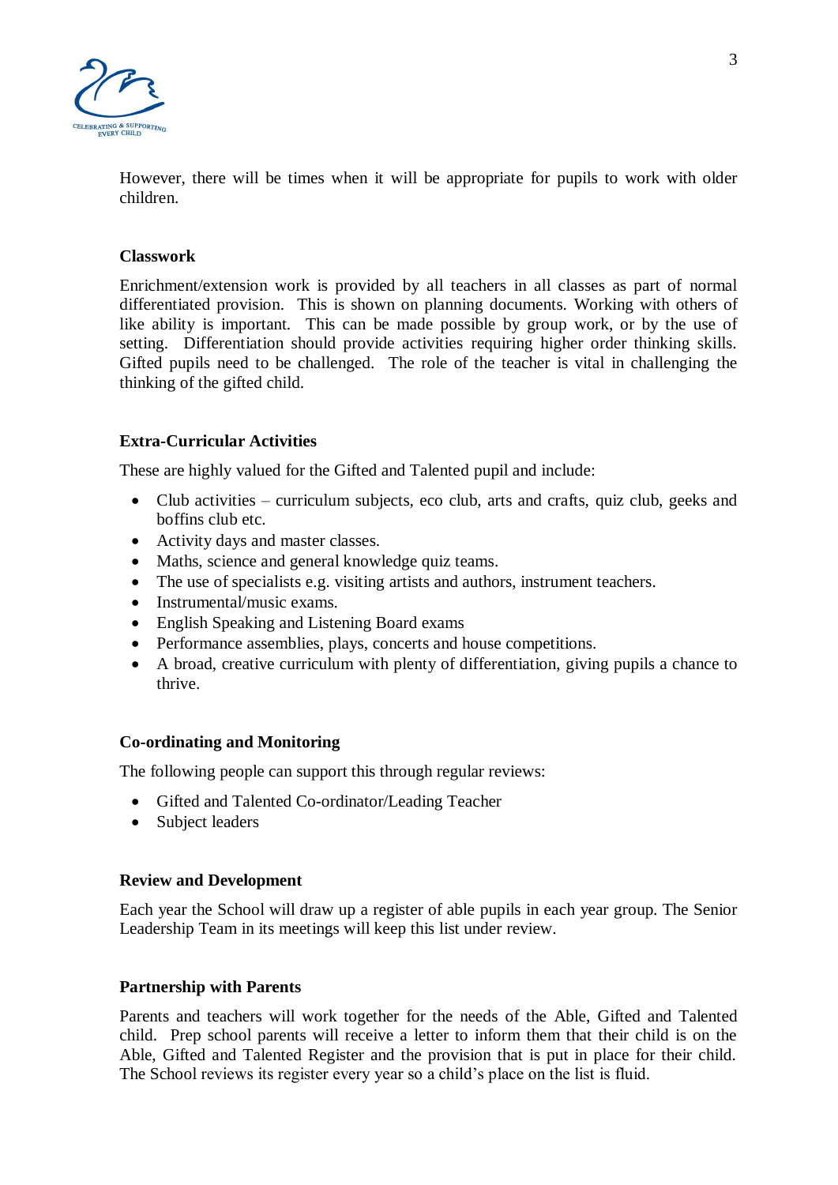However, there will be times when it will be appropriate for pupils to work with older children.

### Classwork

Enrichment/extension work is provided by all teachers in all classes as part of normal differentiated provision. This is shown on planning documents. Working with others of like ability is important. This can be made possible by group work, or by the use of setting. Differentiation should provide activities requiring higher order thinking skills. Gifted pupils need to be challenged. The role of the teacher is vital in challenging the thinking of the gifted child.

### Extra-Curricular Activities

These are highly valued for the Gifted and Talented pupil and include:

- Club activities – curriculum subjects, eco club, arts and crafts, quiz club, geeks and boffins club etc.
- Activity days and master classes.
- Maths, science and general knowledge quiz teams.
- The use of specialists e.g. visiting artists and authors, instrument teachers.
- Instrumental/music exams.
- English Speaking and Listening Board exams
- Performance assemblies, plays, concerts and house competitions.
- A broad, creative curriculum with plenty of differentiation, giving pupils a chance to thrive.

### Co-ordinating and Monitoring

The following people can support this through regular reviews:

- Gifted and Talented Co-ordinator/Leading Teacher
- Subject leaders

### Review and Development

Each year the School will draw up a register of able pupils in each year group. The Senior Leadership Team in its meetings will keep this list under review.

### Partnership with Parents

Parents and teachers will work together for the needs of the Able, Gifted and Talented child. Prep school parents will receive a letter to inform them that their child is on the Able, Gifted and Talented Register and the provision that is put in place for their child. The School reviews its register every year so a child's place on the list is fluid.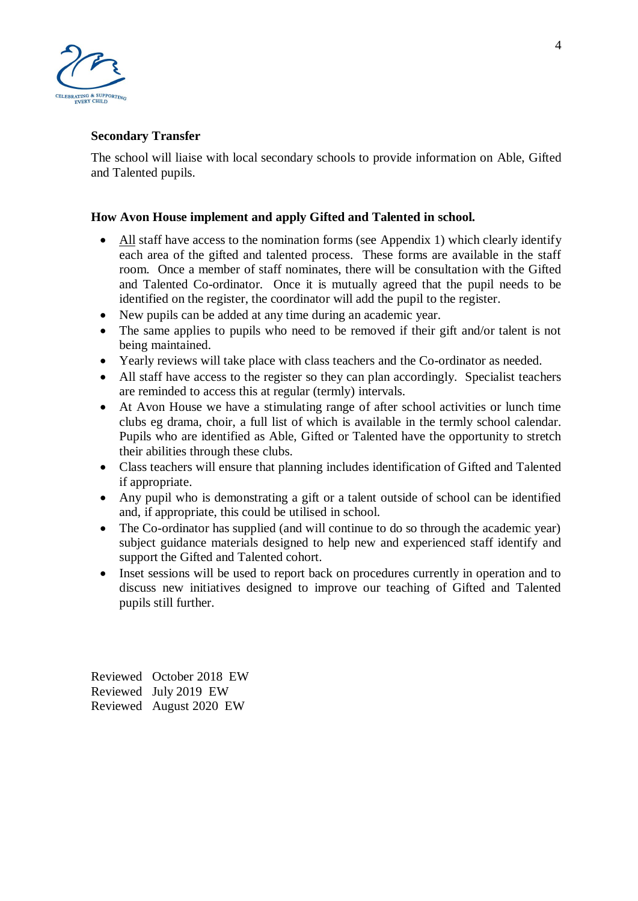**Secondary Transfer**

The school will liaise with local secondary schools to provide information on Able, Gifted and Talented pupils.

**How Avon House implement and apply Gifted and Talented in school.**

- All staff have access to the nomination forms (see Appendix 1) which clearly identify each area of the gifted and talented process. These forms are available in the staff room. Once a member of staff nominates, there will be consultation with the Gifted and Talented Co-ordinator. Once it is mutually agreed that the pupil needs to be identified on the register, the coordinator will add the pupil to the register.
- New pupils can be added at any time during an academic year.
- The same applies to pupils who need to be removed if their gift and/or talent is not being maintained.
- Yearly reviews will take place with class teachers and the Co-ordinator as needed.
- All staff have access to the register so they can plan accordingly. Specialist teachers are reminded to access this at regular (termly) intervals.
- At Avon House we have a stimulating range of after school activities or lunch time clubs eg drama, choir, a full list of which is available in the termly school calendar. Pupils who are identified as Able, Gifted or Talented have the opportunity to stretch their abilities through these clubs.
- Class teachers will ensure that planning includes identification of Gifted and Talented if appropriate.
- Any pupil who is demonstrating a gift or a talent outside of school can be identified and, if appropriate, this could be utilised in school.
- The Co-ordinator has supplied (and will continue to do so through the academic year) subject guidance materials designed to help new and experienced staff identify and support the Gifted and Talented cohort.
- Inset sessions will be used to report back on procedures currently in operation and to discuss new initiatives designed to improve our teaching of Gifted and Talented pupils still further.

Reviewed October 2018 EW
Reviewed July 2019 EW
Reviewed August 2020 EW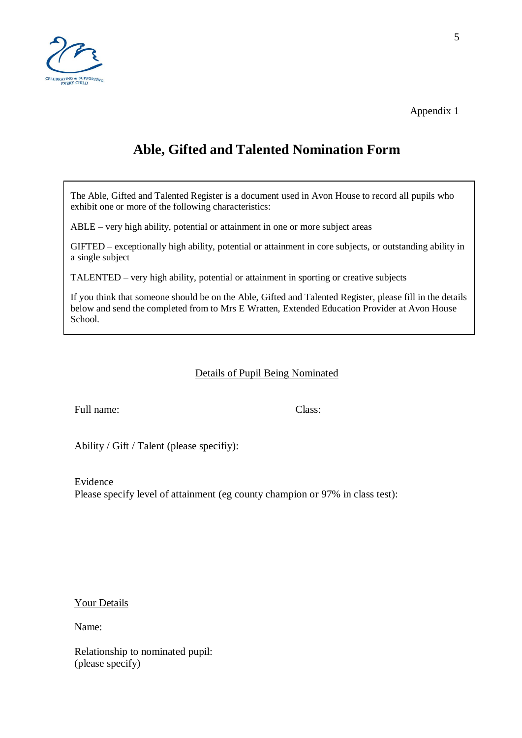Appendix 1

# Able, Gifted and Talented Nomination Form

The Able, Gifted and Talented Register is a document used in Avon House to record all pupils who exhibit one or more of the following characteristics:

ABLE – very high ability, potential or attainment in one or more subject areas

GIFTED – exceptionally high ability, potential or attainment in core subjects, or outstanding ability in a single subject

TALENTED – very high ability, potential or attainment in sporting or creative subjects

If you think that someone should be on the Able, Gifted and Talented Register, please fill in the details below and send the completed from to Mrs E Wratten, Extended Education Provider at Avon House School.

<u>Details of Pupil Being Nominated</u>

Full name: Class:

Ability / Gift / Talent (please specifiy):

Evidence
Please specify level of attainment (eg county champion or 97% in class test):

<u>Your Details</u>

Name:

Relationship to nominated pupil:
(please specify)